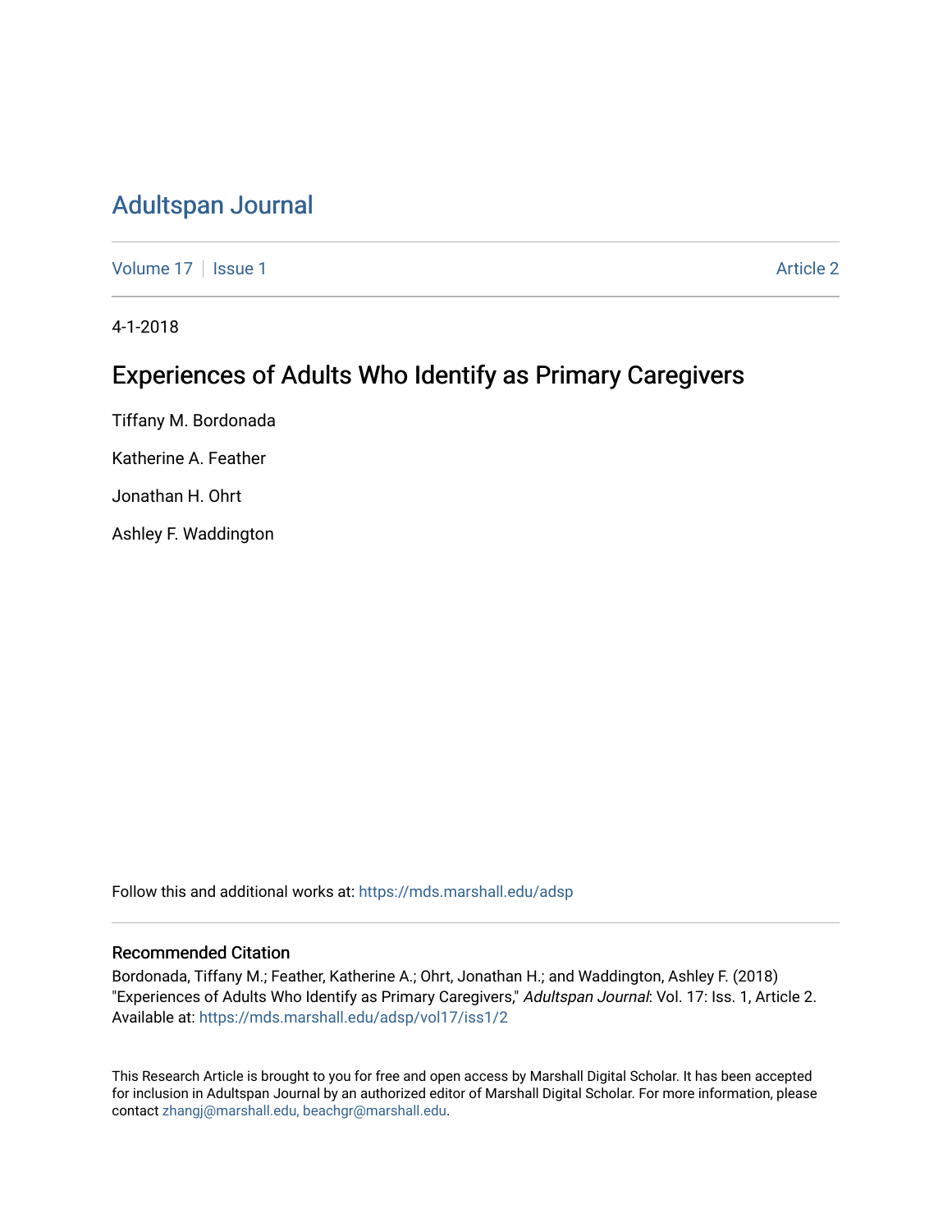# Adultspan Journal

Volume 17 | Issue 1 Article 2

4-1-2018

## Experiences of Adults Who Identify as Primary Caregivers

Tiffany M. Bordonada

Katherine A. Feather

Jonathan H. Ohrt

Ashley F. Waddington

Follow this and additional works at: https://mds.marshall.edu/adsp

### Recommended Citation

Bordonada, Tiffany M.; Feather, Katherine A.; Ohrt, Jonathan H.; and Waddington, Ashley F. (2018) "Experiences of Adults Who Identify as Primary Caregivers," *Adultspan Journal*: Vol. 17: Iss. 1, Article 2. Available at: https://mds.marshall.edu/adsp/vol17/iss1/2

This Research Article is brought to you for free and open access by Marshall Digital Scholar. It has been accepted for inclusion in Adultspan Journal by an authorized editor of Marshall Digital Scholar. For more information, please contact zhangj@marshall.edu, beachgr@marshall.edu.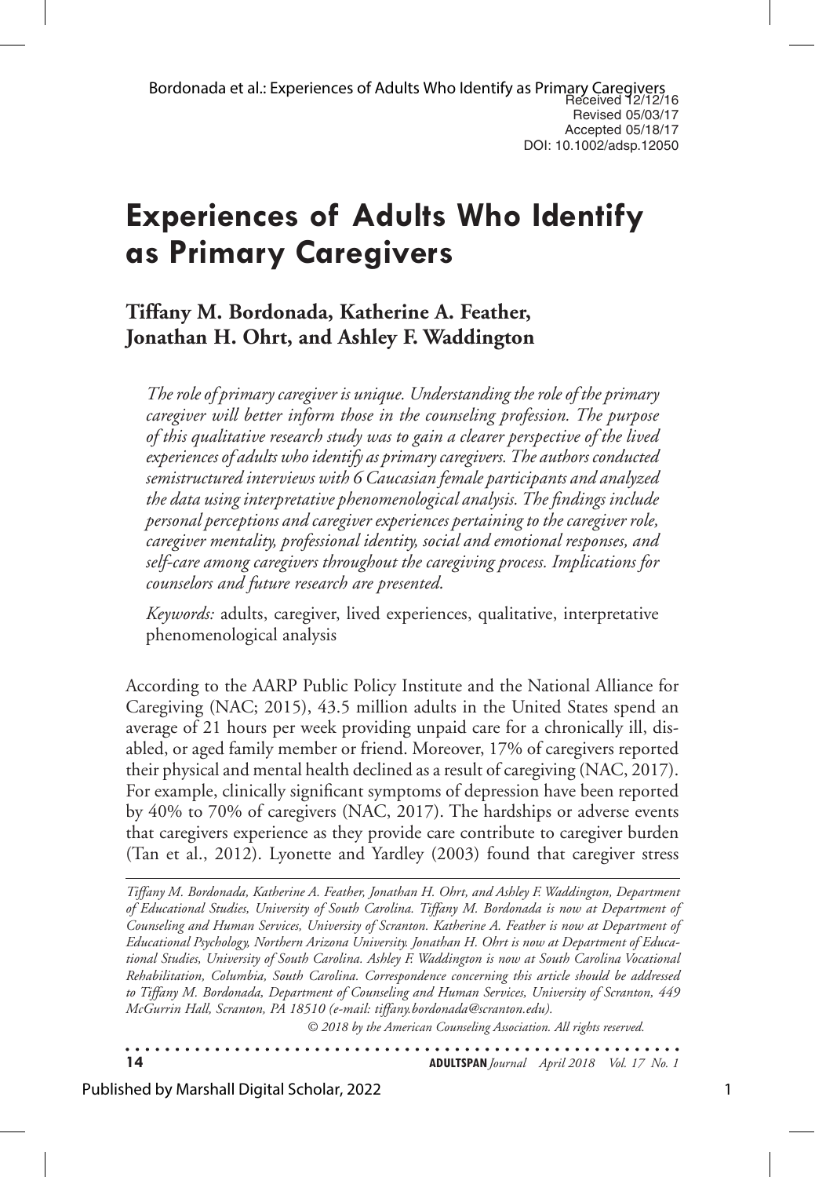Received 12/12/16
Revised 05/03/17
Accepted 05/18/17
DOI: 10.1002/adsp.12050

# Experiences of Adults Who Identify as Primary Caregivers

**Tiffany M. Bordonada, Katherine A. Feather, Jonathan H. Ohrt, and Ashley F. Waddington**

*The role of primary caregiver is unique. Understanding the role of the primary caregiver will better inform those in the counseling profession. The purpose of this qualitative research study was to gain a clearer perspective of the lived experiences of adults who identify as primary caregivers. The authors conducted semistructured interviews with 6 Caucasian female participants and analyzed the data using interpretative phenomenological analysis. The findings include personal perceptions and caregiver experiences pertaining to the caregiver role, caregiver mentality, professional identity, social and emotional responses, and self-care among caregivers throughout the caregiving process. Implications for counselors and future research are presented.*

*Keywords:* adults, caregiver, lived experiences, qualitative, interpretative phenomenological analysis

According to the AARP Public Policy Institute and the National Alliance for Caregiving (NAC; 2015), 43.5 million adults in the United States spend an average of 21 hours per week providing unpaid care for a chronically ill, disabled, or aged family member or friend. Moreover, 17% of caregivers reported their physical and mental health declined as a result of caregiving (NAC, 2017). For example, clinically significant symptoms of depression have been reported by 40% to 70% of caregivers (NAC, 2017). The hardships or adverse events that caregivers experience as they provide care contribute to caregiver burden (Tan et al., 2012). Lyonette and Yardley (2003) found that caregiver stress

*Tiffany M. Bordonada, Katherine A. Feather, Jonathan H. Ohrt, and Ashley F. Waddington, Department of Educational Studies, University of South Carolina. Tiffany M. Bordonada is now at Department of Counseling and Human Services, University of Scranton. Katherine A. Feather is now at Department of Educational Psychology, Northern Arizona University. Jonathan H. Ohrt is now at Department of Educational Studies, University of South Carolina. Ashley F. Waddington is now at South Carolina Vocational Rehabilitation, Columbia, South Carolina. Correspondence concerning this article should be addressed to Tiffany M. Bordonada, Department of Counseling and Human Services, University of Scranton, 449 McGurrin Hall, Scranton, PA 18510 (e-mail: tiffany.bordonada@scranton.edu).*

*© 2018 by the American Counseling Association. All rights reserved.*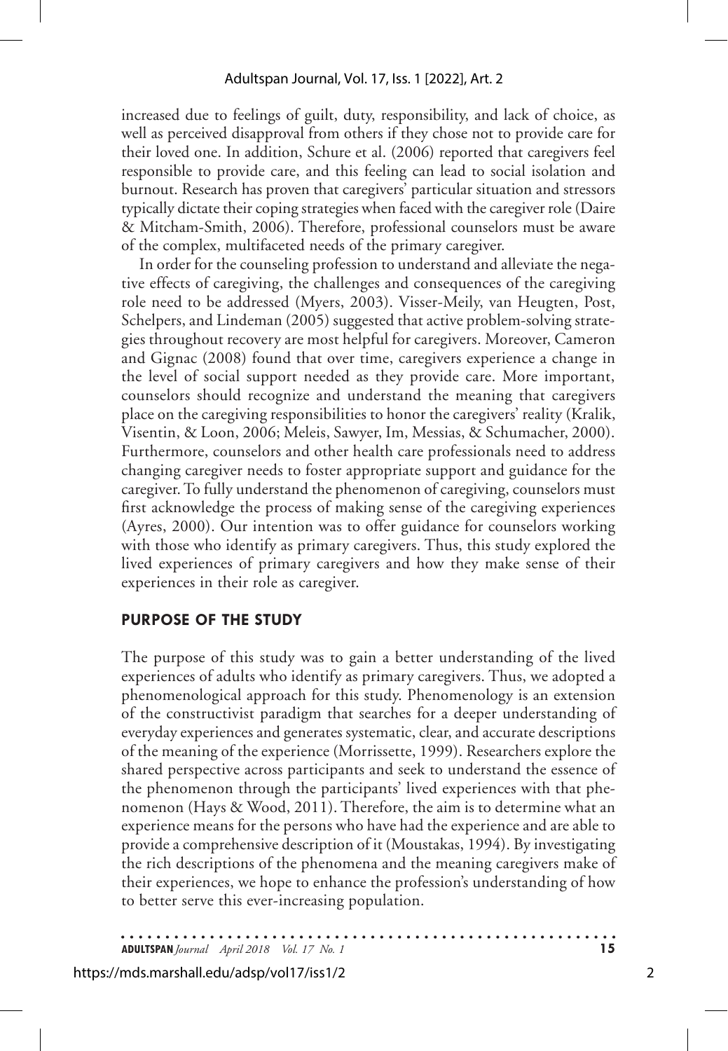increased due to feelings of guilt, duty, responsibility, and lack of choice, as well as perceived disapproval from others if they chose not to provide care for their loved one. In addition, Schure et al. (2006) reported that caregivers feel responsible to provide care, and this feeling can lead to social isolation and burnout. Research has proven that caregivers' particular situation and stressors typically dictate their coping strategies when faced with the caregiver role (Daire & Mitcham-Smith, 2006). Therefore, professional counselors must be aware of the complex, multifaceted needs of the primary caregiver.

In order for the counseling profession to understand and alleviate the negative effects of caregiving, the challenges and consequences of the caregiving role need to be addressed (Myers, 2003). Visser-Meily, van Heugten, Post, Schelpers, and Lindeman (2005) suggested that active problem-solving strategies throughout recovery are most helpful for caregivers. Moreover, Cameron and Gignac (2008) found that over time, caregivers experience a change in the level of social support needed as they provide care. More important, counselors should recognize and understand the meaning that caregivers place on the caregiving responsibilities to honor the caregivers' reality (Kralik, Visentin, & Loon, 2006; Meleis, Sawyer, Im, Messias, & Schumacher, 2000). Furthermore, counselors and other health care professionals need to address changing caregiver needs to foster appropriate support and guidance for the caregiver. To fully understand the phenomenon of caregiving, counselors must first acknowledge the process of making sense of the caregiving experiences (Ayres, 2000). Our intention was to offer guidance for counselors working with those who identify as primary caregivers. Thus, this study explored the lived experiences of primary caregivers and how they make sense of their experiences in their role as caregiver.

## PURPOSE OF THE STUDY

The purpose of this study was to gain a better understanding of the lived experiences of adults who identify as primary caregivers. Thus, we adopted a phenomenological approach for this study. Phenomenology is an extension of the constructivist paradigm that searches for a deeper understanding of everyday experiences and generates systematic, clear, and accurate descriptions of the meaning of the experience (Morrissette, 1999). Researchers explore the shared perspective across participants and seek to understand the essence of the phenomenon through the participants' lived experiences with that phenomenon (Hays & Wood, 2011). Therefore, the aim is to determine what an experience means for the persons who have had the experience and are able to provide a comprehensive description of it (Moustakas, 1994). By investigating the rich descriptions of the phenomena and the meaning caregivers make of their experiences, we hope to enhance the profession's understanding of how to better serve this ever-increasing population.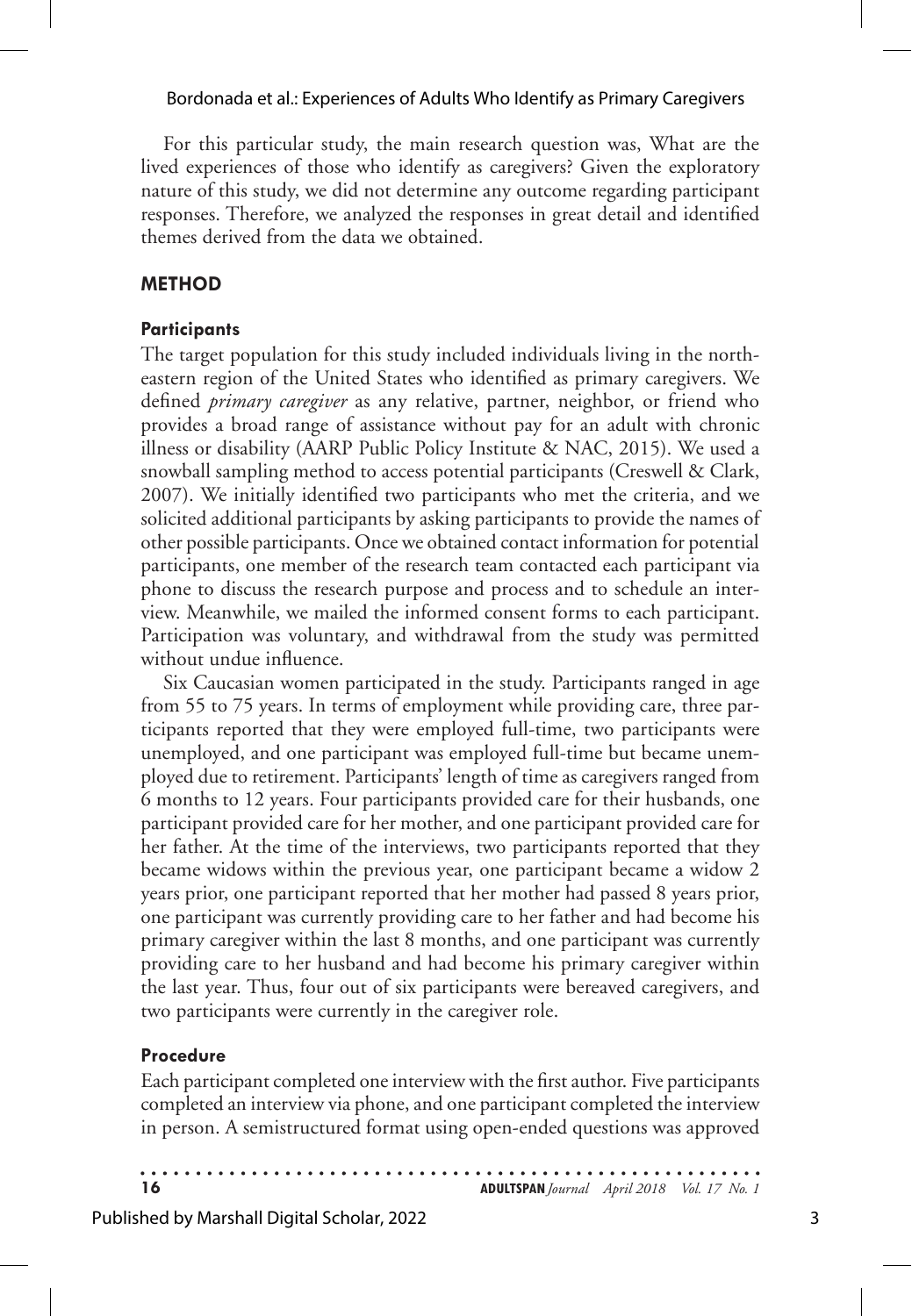For this particular study, the main research question was, What are the lived experiences of those who identify as caregivers? Given the exploratory nature of this study, we did not determine any outcome regarding participant responses. Therefore, we analyzed the responses in great detail and identified themes derived from the data we obtained.

## METHOD

### Participants

The target population for this study included individuals living in the northeastern region of the United States who identified as primary caregivers. We defined *primary caregiver* as any relative, partner, neighbor, or friend who provides a broad range of assistance without pay for an adult with chronic illness or disability (AARP Public Policy Institute & NAC, 2015). We used a snowball sampling method to access potential participants (Creswell & Clark, 2007). We initially identified two participants who met the criteria, and we solicited additional participants by asking participants to provide the names of other possible participants. Once we obtained contact information for potential participants, one member of the research team contacted each participant via phone to discuss the research purpose and process and to schedule an interview. Meanwhile, we mailed the informed consent forms to each participant. Participation was voluntary, and withdrawal from the study was permitted without undue influence.

Six Caucasian women participated in the study. Participants ranged in age from 55 to 75 years. In terms of employment while providing care, three participants reported that they were employed full-time, two participants were unemployed, and one participant was employed full-time but became unemployed due to retirement. Participants' length of time as caregivers ranged from 6 months to 12 years. Four participants provided care for their husbands, one participant provided care for her mother, and one participant provided care for her father. At the time of the interviews, two participants reported that they became widows within the previous year, one participant became a widow 2 years prior, one participant reported that her mother had passed 8 years prior, one participant was currently providing care to her father and had become his primary caregiver within the last 8 months, and one participant was currently providing care to her husband and had become his primary caregiver within the last year. Thus, four out of six participants were bereaved caregivers, and two participants were currently in the caregiver role.

### Procedure

Each participant completed one interview with the first author. Five participants completed an interview via phone, and one participant completed the interview in person. A semistructured format using open-ended questions was approved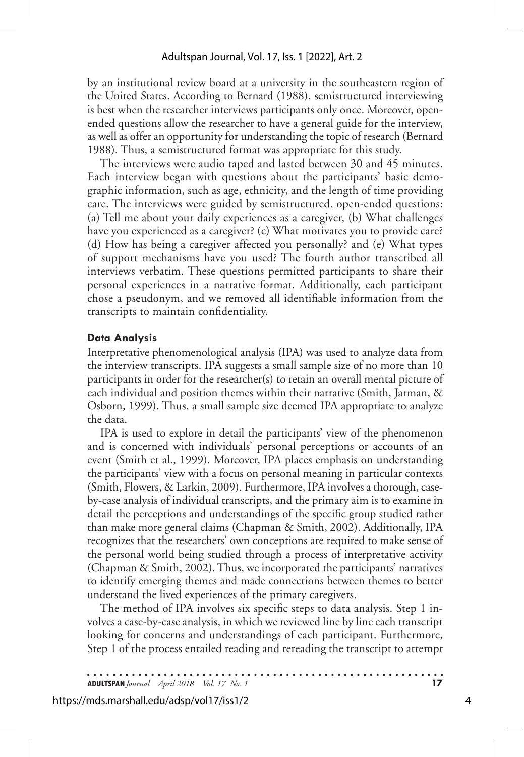by an institutional review board at a university in the southeastern region of the United States. According to Bernard (1988), semistructured interviewing is best when the researcher interviews participants only once. Moreover, open-ended questions allow the researcher to have a general guide for the interview, as well as offer an opportunity for understanding the topic of research (Bernard 1988). Thus, a semistructured format was appropriate for this study.

The interviews were audio taped and lasted between 30 and 45 minutes. Each interview began with questions about the participants' basic demographic information, such as age, ethnicity, and the length of time providing care. The interviews were guided by semistructured, open-ended questions: (a) Tell me about your daily experiences as a caregiver, (b) What challenges have you experienced as a caregiver? (c) What motivates you to provide care? (d) How has being a caregiver affected you personally? and (e) What types of support mechanisms have you used? The fourth author transcribed all interviews verbatim. These questions permitted participants to share their personal experiences in a narrative format. Additionally, each participant chose a pseudonym, and we removed all identifiable information from the transcripts to maintain confidentiality.

### Data Analysis

Interpretative phenomenological analysis (IPA) was used to analyze data from the interview transcripts. IPA suggests a small sample size of no more than 10 participants in order for the researcher(s) to retain an overall mental picture of each individual and position themes within their narrative (Smith, Jarman, & Osborn, 1999). Thus, a small sample size deemed IPA appropriate to analyze the data.

IPA is used to explore in detail the participants' view of the phenomenon and is concerned with individuals' personal perceptions or accounts of an event (Smith et al., 1999). Moreover, IPA places emphasis on understanding the participants' view with a focus on personal meaning in particular contexts (Smith, Flowers, & Larkin, 2009). Furthermore, IPA involves a thorough, case-by-case analysis of individual transcripts, and the primary aim is to examine in detail the perceptions and understandings of the specific group studied rather than make more general claims (Chapman & Smith, 2002). Additionally, IPA recognizes that the researchers' own conceptions are required to make sense of the personal world being studied through a process of interpretative activity (Chapman & Smith, 2002). Thus, we incorporated the participants' narratives to identify emerging themes and made connections between themes to better understand the lived experiences of the primary caregivers.

The method of IPA involves six specific steps to data analysis. Step 1 involves a case-by-case analysis, in which we reviewed line by line each transcript looking for concerns and understandings of each participant. Furthermore, Step 1 of the process entailed reading and rereading the transcript to attempt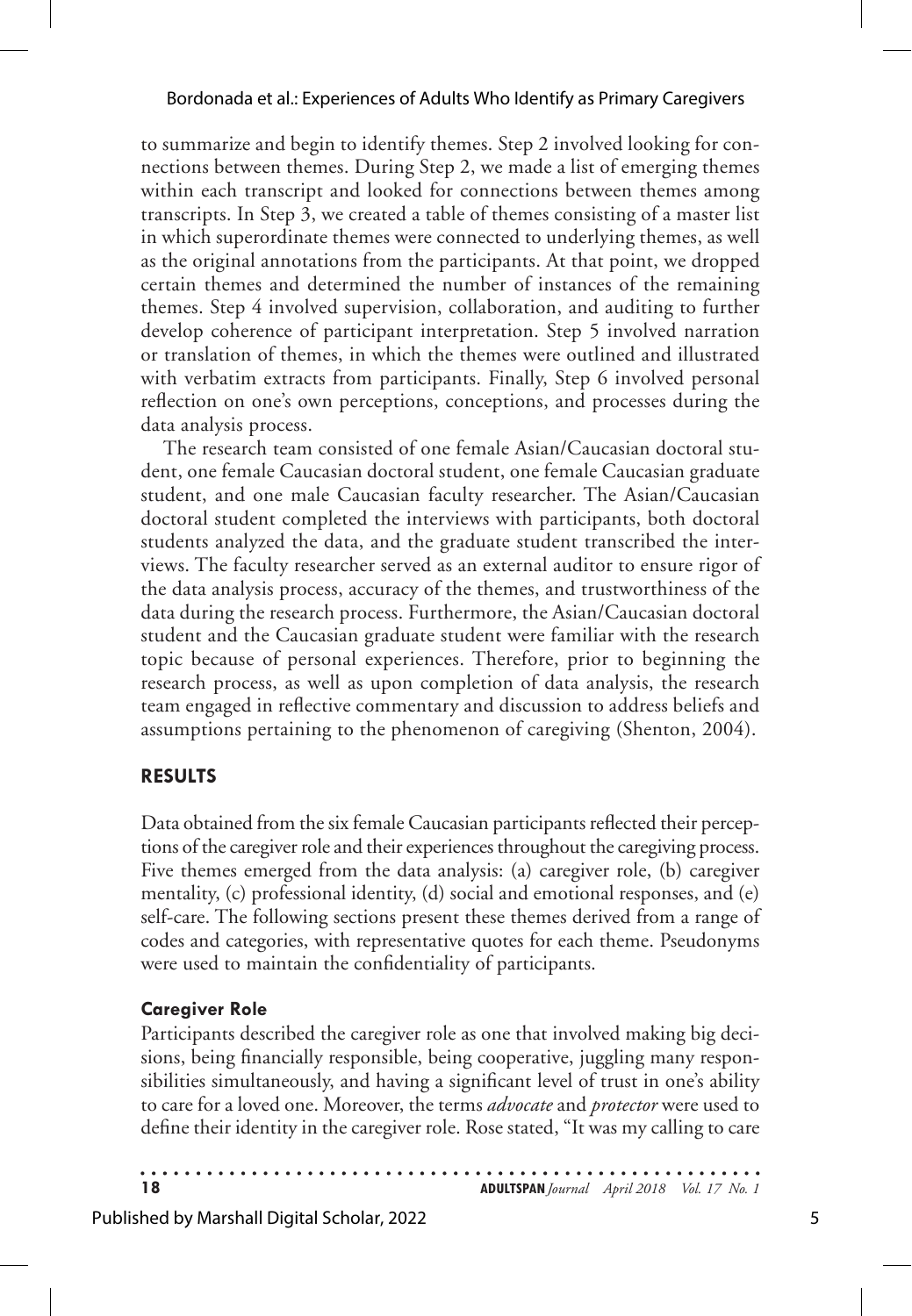to summarize and begin to identify themes. Step 2 involved looking for connections between themes. During Step 2, we made a list of emerging themes within each transcript and looked for connections between themes among transcripts. In Step 3, we created a table of themes consisting of a master list in which superordinate themes were connected to underlying themes, as well as the original annotations from the participants. At that point, we dropped certain themes and determined the number of instances of the remaining themes. Step 4 involved supervision, collaboration, and auditing to further develop coherence of participant interpretation. Step 5 involved narration or translation of themes, in which the themes were outlined and illustrated with verbatim extracts from participants. Finally, Step 6 involved personal reflection on one's own perceptions, conceptions, and processes during the data analysis process.

The research team consisted of one female Asian/Caucasian doctoral student, one female Caucasian doctoral student, one female Caucasian graduate student, and one male Caucasian faculty researcher. The Asian/Caucasian doctoral student completed the interviews with participants, both doctoral students analyzed the data, and the graduate student transcribed the interviews. The faculty researcher served as an external auditor to ensure rigor of the data analysis process, accuracy of the themes, and trustworthiness of the data during the research process. Furthermore, the Asian/Caucasian doctoral student and the Caucasian graduate student were familiar with the research topic because of personal experiences. Therefore, prior to beginning the research process, as well as upon completion of data analysis, the research team engaged in reflective commentary and discussion to address beliefs and assumptions pertaining to the phenomenon of caregiving (Shenton, 2004).

## RESULTS

Data obtained from the six female Caucasian participants reflected their perceptions of the caregiver role and their experiences throughout the caregiving process. Five themes emerged from the data analysis: (a) caregiver role, (b) caregiver mentality, (c) professional identity, (d) social and emotional responses, and (e) self-care. The following sections present these themes derived from a range of codes and categories, with representative quotes for each theme. Pseudonyms were used to maintain the confidentiality of participants.

### Caregiver Role

Participants described the caregiver role as one that involved making big decisions, being financially responsible, being cooperative, juggling many responsibilities simultaneously, and having a significant level of trust in one's ability to care for a loved one. Moreover, the terms *advocate* and *protector* were used to define their identity in the caregiver role. Rose stated, "It was my calling to care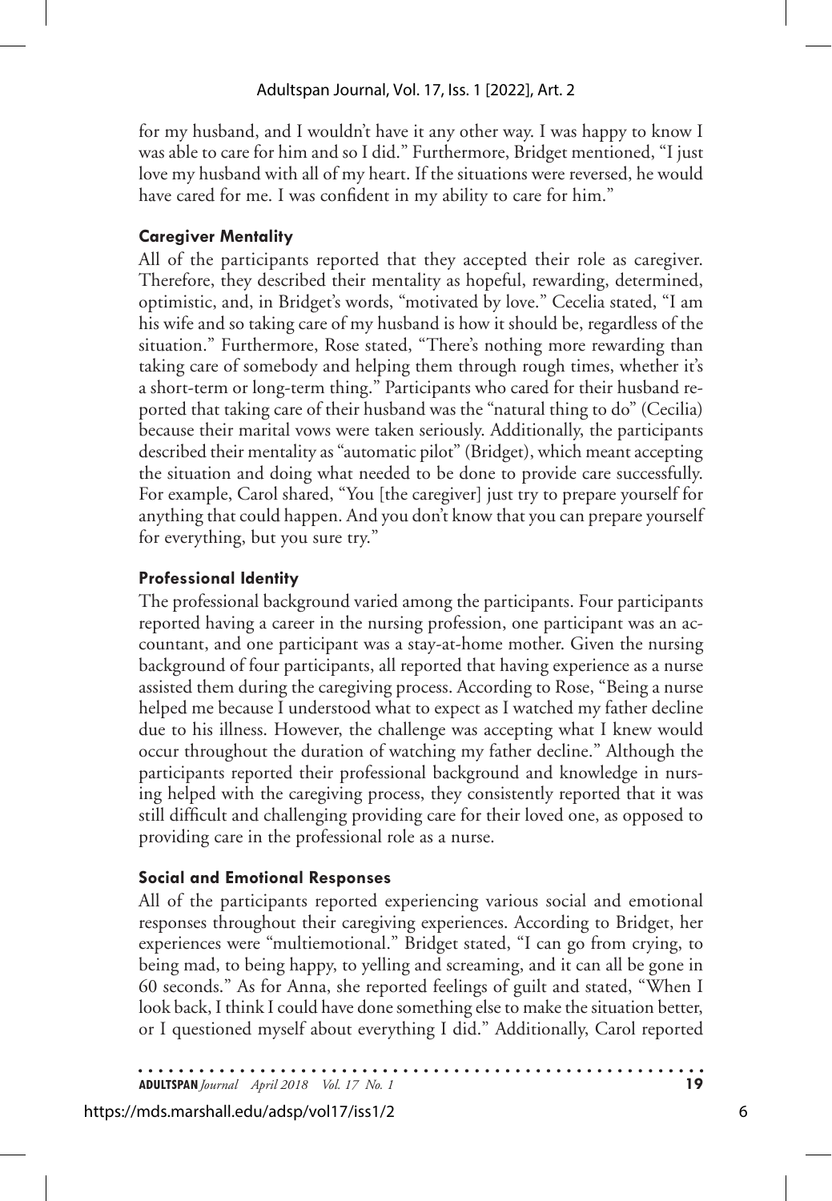for my husband, and I wouldn't have it any other way. I was happy to know I was able to care for him and so I did." Furthermore, Bridget mentioned, "I just love my husband with all of my heart. If the situations were reversed, he would have cared for me. I was confident in my ability to care for him."

### Caregiver Mentality

All of the participants reported that they accepted their role as caregiver. Therefore, they described their mentality as hopeful, rewarding, determined, optimistic, and, in Bridget's words, "motivated by love." Cecelia stated, "I am his wife and so taking care of my husband is how it should be, regardless of the situation." Furthermore, Rose stated, "There's nothing more rewarding than taking care of somebody and helping them through rough times, whether it's a short-term or long-term thing." Participants who cared for their husband reported that taking care of their husband was the "natural thing to do" (Cecilia) because their marital vows were taken seriously. Additionally, the participants described their mentality as "automatic pilot" (Bridget), which meant accepting the situation and doing what needed to be done to provide care successfully. For example, Carol shared, "You [the caregiver] just try to prepare yourself for anything that could happen. And you don't know that you can prepare yourself for everything, but you sure try."

### Professional Identity

The professional background varied among the participants. Four participants reported having a career in the nursing profession, one participant was an accountant, and one participant was a stay-at-home mother. Given the nursing background of four participants, all reported that having experience as a nurse assisted them during the caregiving process. According to Rose, "Being a nurse helped me because I understood what to expect as I watched my father decline due to his illness. However, the challenge was accepting what I knew would occur throughout the duration of watching my father decline." Although the participants reported their professional background and knowledge in nursing helped with the caregiving process, they consistently reported that it was still difficult and challenging providing care for their loved one, as opposed to providing care in the professional role as a nurse.

### Social and Emotional Responses

All of the participants reported experiencing various social and emotional responses throughout their caregiving experiences. According to Bridget, her experiences were "multiemotional." Bridget stated, "I can go from crying, to being mad, to being happy, to yelling and screaming, and it can all be gone in 60 seconds." As for Anna, she reported feelings of guilt and stated, "When I look back, I think I could have done something else to make the situation better, or I questioned myself about everything I did." Additionally, Carol reported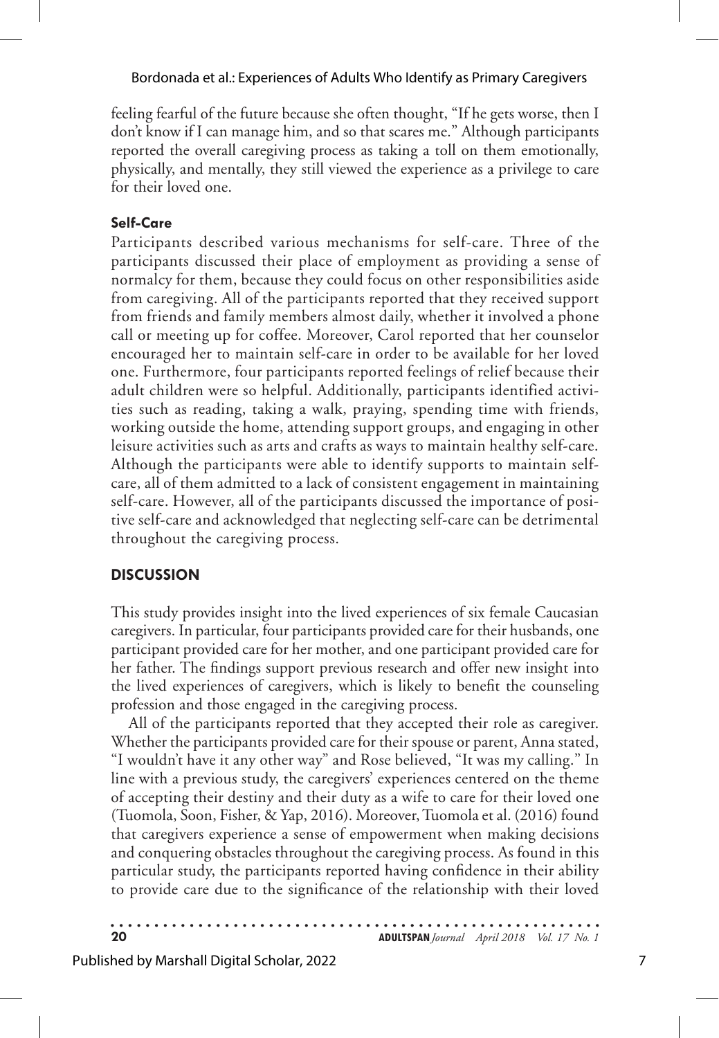feeling fearful of the future because she often thought, "If he gets worse, then I don't know if I can manage him, and so that scares me." Although participants reported the overall caregiving process as taking a toll on them emotionally, physically, and mentally, they still viewed the experience as a privilege to care for their loved one.

### Self-Care

Participants described various mechanisms for self-care. Three of the participants discussed their place of employment as providing a sense of normalcy for them, because they could focus on other responsibilities aside from caregiving. All of the participants reported that they received support from friends and family members almost daily, whether it involved a phone call or meeting up for coffee. Moreover, Carol reported that her counselor encouraged her to maintain self-care in order to be available for her loved one. Furthermore, four participants reported feelings of relief because their adult children were so helpful. Additionally, participants identified activities such as reading, taking a walk, praying, spending time with friends, working outside the home, attending support groups, and engaging in other leisure activities such as arts and crafts as ways to maintain healthy self-care. Although the participants were able to identify supports to maintain self-care, all of them admitted to a lack of consistent engagement in maintaining self-care. However, all of the participants discussed the importance of positive self-care and acknowledged that neglecting self-care can be detrimental throughout the caregiving process.

## DISCUSSION

This study provides insight into the lived experiences of six female Caucasian caregivers. In particular, four participants provided care for their husbands, one participant provided care for her mother, and one participant provided care for her father. The findings support previous research and offer new insight into the lived experiences of caregivers, which is likely to benefit the counseling profession and those engaged in the caregiving process.

All of the participants reported that they accepted their role as caregiver. Whether the participants provided care for their spouse or parent, Anna stated, "I wouldn't have it any other way" and Rose believed, "It was my calling." In line with a previous study, the caregivers' experiences centered on the theme of accepting their destiny and their duty as a wife to care for their loved one (Tuomola, Soon, Fisher, & Yap, 2016). Moreover, Tuomola et al. (2016) found that caregivers experience a sense of empowerment when making decisions and conquering obstacles throughout the caregiving process. As found in this particular study, the participants reported having confidence in their ability to provide care due to the significance of the relationship with their loved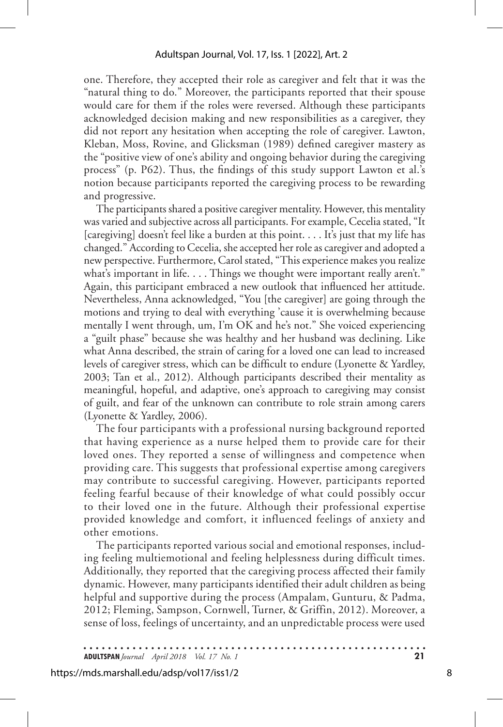one. Therefore, they accepted their role as caregiver and felt that it was the "natural thing to do." Moreover, the participants reported that their spouse would care for them if the roles were reversed. Although these participants acknowledged decision making and new responsibilities as a caregiver, they did not report any hesitation when accepting the role of caregiver. Lawton, Kleban, Moss, Rovine, and Glicksman (1989) defined caregiver mastery as the "positive view of one's ability and ongoing behavior during the caregiving process" (p. P62). Thus, the findings of this study support Lawton et al.'s notion because participants reported the caregiving process to be rewarding and progressive.

The participants shared a positive caregiver mentality. However, this mentality was varied and subjective across all participants. For example, Cecelia stated, "It [caregiving] doesn't feel like a burden at this point. . . . It's just that my life has changed." According to Cecelia, she accepted her role as caregiver and adopted a new perspective. Furthermore, Carol stated, "This experience makes you realize what's important in life. . . . Things we thought were important really aren't." Again, this participant embraced a new outlook that influenced her attitude. Nevertheless, Anna acknowledged, "You [the caregiver] are going through the motions and trying to deal with everything 'cause it is overwhelming because mentally I went through, um, I'm OK and he's not." She voiced experiencing a "guilt phase" because she was healthy and her husband was declining. Like what Anna described, the strain of caring for a loved one can lead to increased levels of caregiver stress, which can be difficult to endure (Lyonette & Yardley, 2003; Tan et al., 2012). Although participants described their mentality as meaningful, hopeful, and adaptive, one's approach to caregiving may consist of guilt, and fear of the unknown can contribute to role strain among carers (Lyonette & Yardley, 2006).

The four participants with a professional nursing background reported that having experience as a nurse helped them to provide care for their loved ones. They reported a sense of willingness and competence when providing care. This suggests that professional expertise among caregivers may contribute to successful caregiving. However, participants reported feeling fearful because of their knowledge of what could possibly occur to their loved one in the future. Although their professional expertise provided knowledge and comfort, it influenced feelings of anxiety and other emotions.

The participants reported various social and emotional responses, including feeling multiemotional and feeling helplessness during difficult times. Additionally, they reported that the caregiving process affected their family dynamic. However, many participants identified their adult children as being helpful and supportive during the process (Ampalam, Gunturu, & Padma, 2012; Fleming, Sampson, Cornwell, Turner, & Griffin, 2012). Moreover, a sense of loss, feelings of uncertainty, and an unpredictable process were used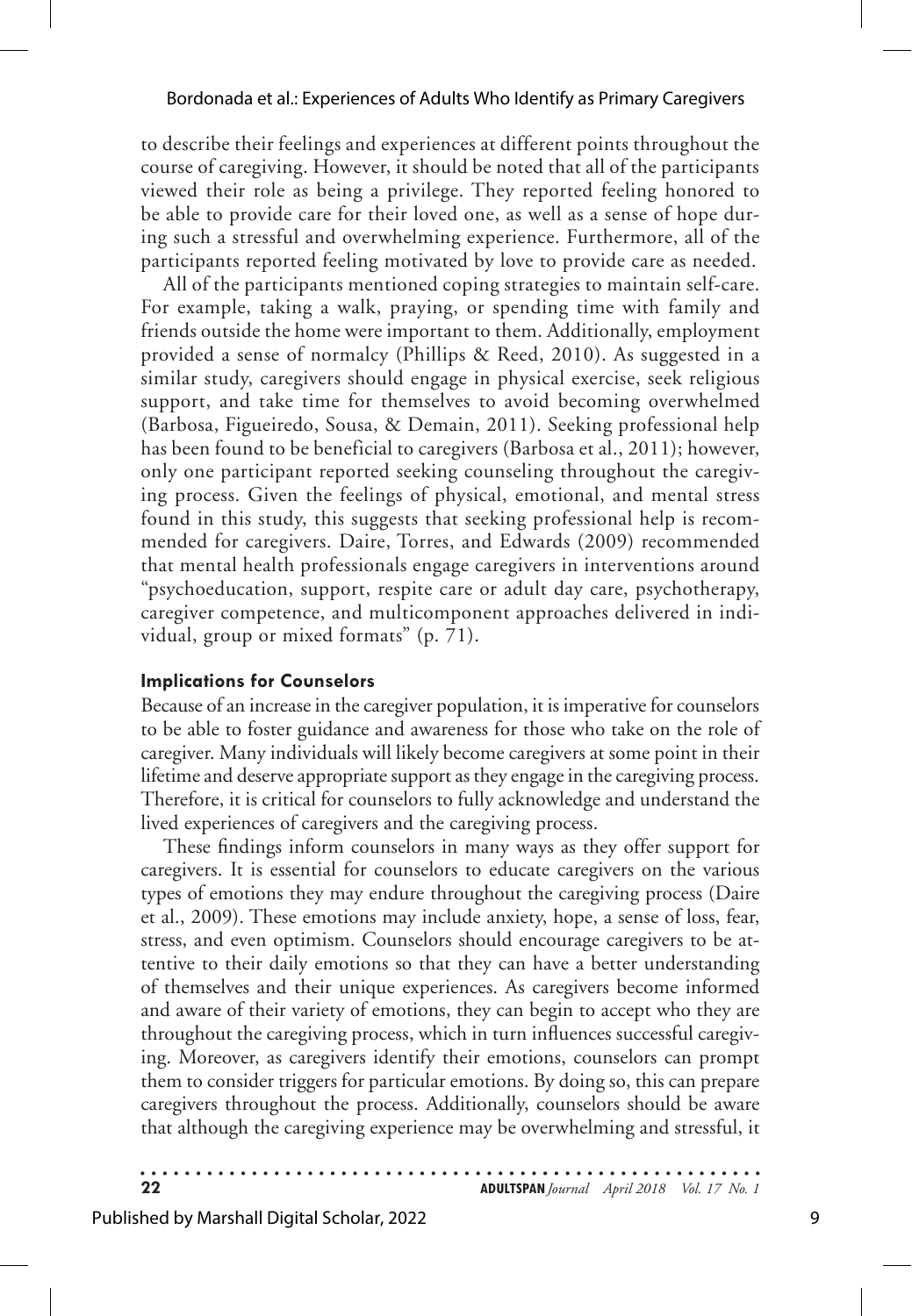to describe their feelings and experiences at different points throughout the course of caregiving. However, it should be noted that all of the participants viewed their role as being a privilege. They reported feeling honored to be able to provide care for their loved one, as well as a sense of hope during such a stressful and overwhelming experience. Furthermore, all of the participants reported feeling motivated by love to provide care as needed.

All of the participants mentioned coping strategies to maintain self-care. For example, taking a walk, praying, or spending time with family and friends outside the home were important to them. Additionally, employment provided a sense of normalcy (Phillips & Reed, 2010). As suggested in a similar study, caregivers should engage in physical exercise, seek religious support, and take time for themselves to avoid becoming overwhelmed (Barbosa, Figueiredo, Sousa, & Demain, 2011). Seeking professional help has been found to be beneficial to caregivers (Barbosa et al., 2011); however, only one participant reported seeking counseling throughout the caregiving process. Given the feelings of physical, emotional, and mental stress found in this study, this suggests that seeking professional help is recommended for caregivers. Daire, Torres, and Edwards (2009) recommended that mental health professionals engage caregivers in interventions around "psychoeducation, support, respite care or adult day care, psychotherapy, caregiver competence, and multicomponent approaches delivered in individual, group or mixed formats" (p. 71).

### Implications for Counselors

Because of an increase in the caregiver population, it is imperative for counselors to be able to foster guidance and awareness for those who take on the role of caregiver. Many individuals will likely become caregivers at some point in their lifetime and deserve appropriate support as they engage in the caregiving process. Therefore, it is critical for counselors to fully acknowledge and understand the lived experiences of caregivers and the caregiving process.

These findings inform counselors in many ways as they offer support for caregivers. It is essential for counselors to educate caregivers on the various types of emotions they may endure throughout the caregiving process (Daire et al., 2009). These emotions may include anxiety, hope, a sense of loss, fear, stress, and even optimism. Counselors should encourage caregivers to be attentive to their daily emotions so that they can have a better understanding of themselves and their unique experiences. As caregivers become informed and aware of their variety of emotions, they can begin to accept who they are throughout the caregiving process, which in turn influences successful caregiving. Moreover, as caregivers identify their emotions, counselors can prompt them to consider triggers for particular emotions. By doing so, this can prepare caregivers throughout the process. Additionally, counselors should be aware that although the caregiving experience may be overwhelming and stressful, it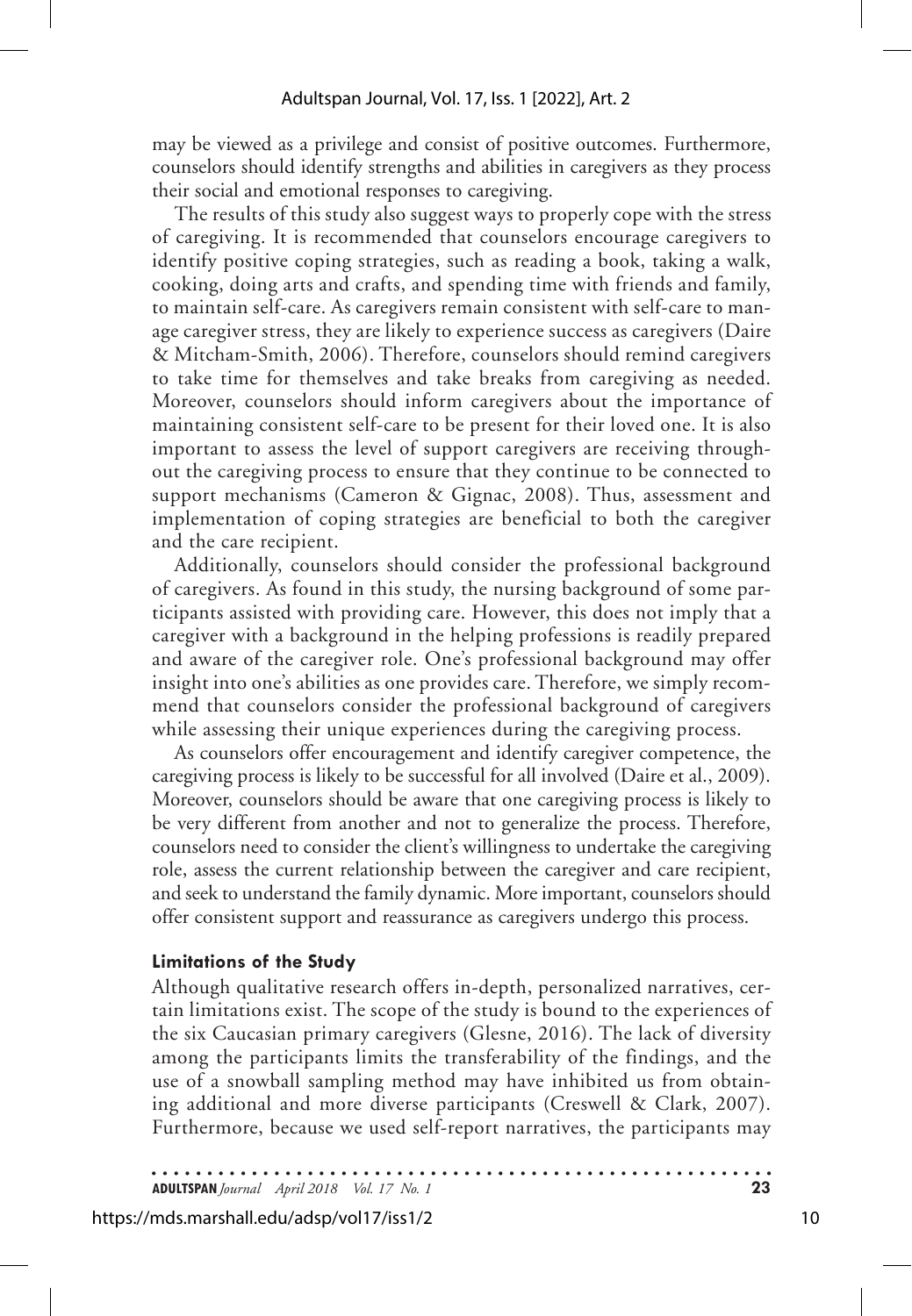may be viewed as a privilege and consist of positive outcomes. Furthermore, counselors should identify strengths and abilities in caregivers as they process their social and emotional responses to caregiving.

The results of this study also suggest ways to properly cope with the stress of caregiving. It is recommended that counselors encourage caregivers to identify positive coping strategies, such as reading a book, taking a walk, cooking, doing arts and crafts, and spending time with friends and family, to maintain self-care. As caregivers remain consistent with self-care to manage caregiver stress, they are likely to experience success as caregivers (Daire & Mitcham-Smith, 2006). Therefore, counselors should remind caregivers to take time for themselves and take breaks from caregiving as needed. Moreover, counselors should inform caregivers about the importance of maintaining consistent self-care to be present for their loved one. It is also important to assess the level of support caregivers are receiving throughout the caregiving process to ensure that they continue to be connected to support mechanisms (Cameron & Gignac, 2008). Thus, assessment and implementation of coping strategies are beneficial to both the caregiver and the care recipient.

Additionally, counselors should consider the professional background of caregivers. As found in this study, the nursing background of some participants assisted with providing care. However, this does not imply that a caregiver with a background in the helping professions is readily prepared and aware of the caregiver role. One's professional background may offer insight into one's abilities as one provides care. Therefore, we simply recommend that counselors consider the professional background of caregivers while assessing their unique experiences during the caregiving process.

As counselors offer encouragement and identify caregiver competence, the caregiving process is likely to be successful for all involved (Daire et al., 2009). Moreover, counselors should be aware that one caregiving process is likely to be very different from another and not to generalize the process. Therefore, counselors need to consider the client's willingness to undertake the caregiving role, assess the current relationship between the caregiver and care recipient, and seek to understand the family dynamic. More important, counselors should offer consistent support and reassurance as caregivers undergo this process.

### Limitations of the Study

Although qualitative research offers in-depth, personalized narratives, certain limitations exist. The scope of the study is bound to the experiences of the six Caucasian primary caregivers (Glesne, 2016). The lack of diversity among the participants limits the transferability of the findings, and the use of a snowball sampling method may have inhibited us from obtaining additional and more diverse participants (Creswell & Clark, 2007). Furthermore, because we used self-report narratives, the participants may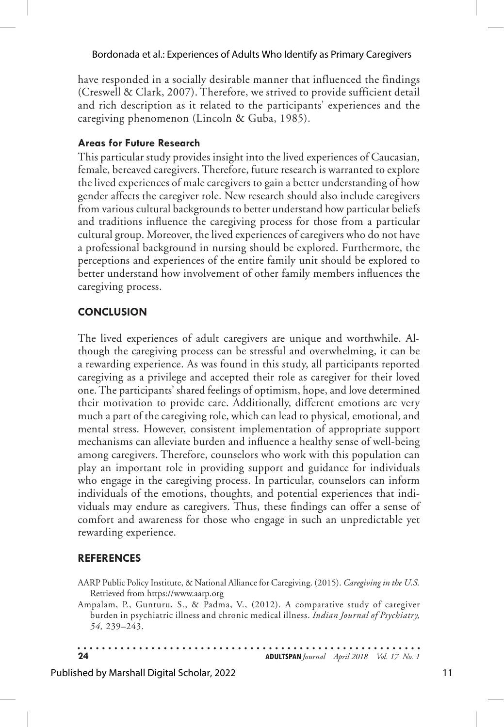have responded in a socially desirable manner that influenced the findings (Creswell & Clark, 2007). Therefore, we strived to provide sufficient detail and rich description as it related to the participants' experiences and the caregiving phenomenon (Lincoln & Guba, 1985).

### Areas for Future Research

This particular study provides insight into the lived experiences of Caucasian, female, bereaved caregivers. Therefore, future research is warranted to explore the lived experiences of male caregivers to gain a better understanding of how gender affects the caregiver role. New research should also include caregivers from various cultural backgrounds to better understand how particular beliefs and traditions influence the caregiving process for those from a particular cultural group. Moreover, the lived experiences of caregivers who do not have a professional background in nursing should be explored. Furthermore, the perceptions and experiences of the entire family unit should be explored to better understand how involvement of other family members influences the caregiving process.

## CONCLUSION

The lived experiences of adult caregivers are unique and worthwhile. Although the caregiving process can be stressful and overwhelming, it can be a rewarding experience. As was found in this study, all participants reported caregiving as a privilege and accepted their role as caregiver for their loved one. The participants' shared feelings of optimism, hope, and love determined their motivation to provide care. Additionally, different emotions are very much a part of the caregiving role, which can lead to physical, emotional, and mental stress. However, consistent implementation of appropriate support mechanisms can alleviate burden and influence a healthy sense of well-being among caregivers. Therefore, counselors who work with this population can play an important role in providing support and guidance for individuals who engage in the caregiving process. In particular, counselors can inform individuals of the emotions, thoughts, and potential experiences that individuals may endure as caregivers. Thus, these findings can offer a sense of comfort and awareness for those who engage in such an unpredictable yet rewarding experience.

## REFERENCES

AARP Public Policy Institute, & National Alliance for Caregiving. (2015). *Caregiving in the U.S.* Retrieved from https://www.aarp.org

Ampalam, P., Gunturu, S., & Padma, V., (2012). A comparative study of caregiver burden in psychiatric illness and chronic medical illness. *Indian Journal of Psychiatry, 54,* 239–243.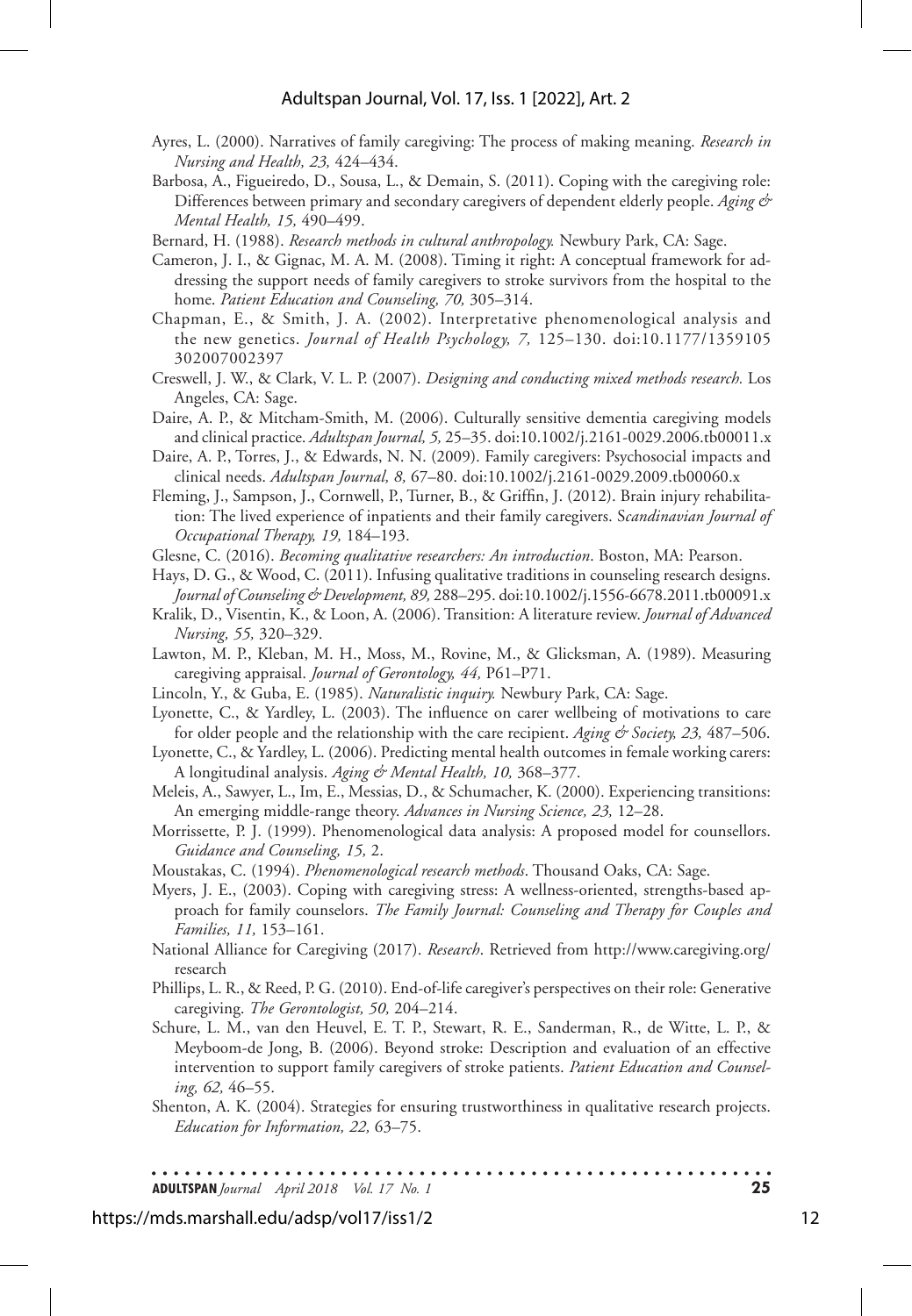Ayres, L. (2000). Narratives of family caregiving: The process of making meaning. *Research in Nursing and Health, 23,* 424–434.

Barbosa, A., Figueiredo, D., Sousa, L., & Demain, S. (2011). Coping with the caregiving role: Differences between primary and secondary caregivers of dependent elderly people. *Aging & Mental Health, 15,* 490–499.

Bernard, H. (1988). *Research methods in cultural anthropology.* Newbury Park, CA: Sage.

Cameron, J. I., & Gignac, M. A. M. (2008). Timing it right: A conceptual framework for addressing the support needs of family caregivers to stroke survivors from the hospital to the home. *Patient Education and Counseling, 70,* 305–314.

Chapman, E., & Smith, J. A. (2002). Interpretative phenomenological analysis and the new genetics. *Journal of Health Psychology, 7,* 125–130. doi:10.1177/1359105302007002397

Creswell, J. W., & Clark, V. L. P. (2007). *Designing and conducting mixed methods research.* Los Angeles, CA: Sage.

Daire, A. P., & Mitcham-Smith, M. (2006). Culturally sensitive dementia caregiving models and clinical practice. *Adultspan Journal, 5,* 25–35. doi:10.1002/j.2161-0029.2006.tb00011.x

Daire, A. P., Torres, J., & Edwards, N. N. (2009). Family caregivers: Psychosocial impacts and clinical needs. *Adultspan Journal, 8,* 67–80. doi:10.1002/j.2161-0029.2009.tb00060.x

Fleming, J., Sampson, J., Cornwell, P., Turner, B., & Griffin, J. (2012). Brain injury rehabilitation: The lived experience of inpatients and their family caregivers. *Scandinavian Journal of Occupational Therapy, 19,* 184–193.

Glesne, C. (2016). *Becoming qualitative researchers: An introduction*. Boston, MA: Pearson.

Hays, D. G., & Wood, C. (2011). Infusing qualitative traditions in counseling research designs. *Journal of Counseling & Development, 89,* 288–295. doi:10.1002/j.1556-6678.2011.tb00091.x

Kralik, D., Visentin, K., & Loon, A. (2006). Transition: A literature review. *Journal of Advanced Nursing, 55,* 320–329.

Lawton, M. P., Kleban, M. H., Moss, M., Rovine, M., & Glicksman, A. (1989). Measuring caregiving appraisal. *Journal of Gerontology, 44,* P61–P71.

Lincoln, Y., & Guba, E. (1985). *Naturalistic inquiry.* Newbury Park, CA: Sage.

Lyonette, C., & Yardley, L. (2003). The influence on carer wellbeing of motivations to care for older people and the relationship with the care recipient. *Aging & Society, 23,* 487–506.

Lyonette, C., & Yardley, L. (2006). Predicting mental health outcomes in female working carers: A longitudinal analysis. *Aging & Mental Health, 10,* 368–377.

Meleis, A., Sawyer, L., Im, E., Messias, D., & Schumacher, K. (2000). Experiencing transitions: An emerging middle-range theory. *Advances in Nursing Science, 23,* 12–28.

Morrissette, P. J. (1999). Phenomenological data analysis: A proposed model for counsellors. *Guidance and Counseling, 15,* 2.

Moustakas, C. (1994). *Phenomenological research methods*. Thousand Oaks, CA: Sage.

Myers, J. E., (2003). Coping with caregiving stress: A wellness-oriented, strengths-based approach for family counselors. *The Family Journal: Counseling and Therapy for Couples and Families, 11,* 153–161.

National Alliance for Caregiving (2017). *Research*. Retrieved from http://www.caregiving.org/research

Phillips, L. R., & Reed, P. G. (2010). End-of-life caregiver's perspectives on their role: Generative caregiving. *The Gerontologist, 50,* 204–214.

Schure, L. M., van den Heuvel, E. T. P., Stewart, R. E., Sanderman, R., de Witte, L. P., & Meyboom-de Jong, B. (2006). Beyond stroke: Description and evaluation of an effective intervention to support family caregivers of stroke patients. *Patient Education and Counseling, 62,* 46–55.

Shenton, A. K. (2004). Strategies for ensuring trustworthiness in qualitative research projects. *Education for Information, 22,* 63–75.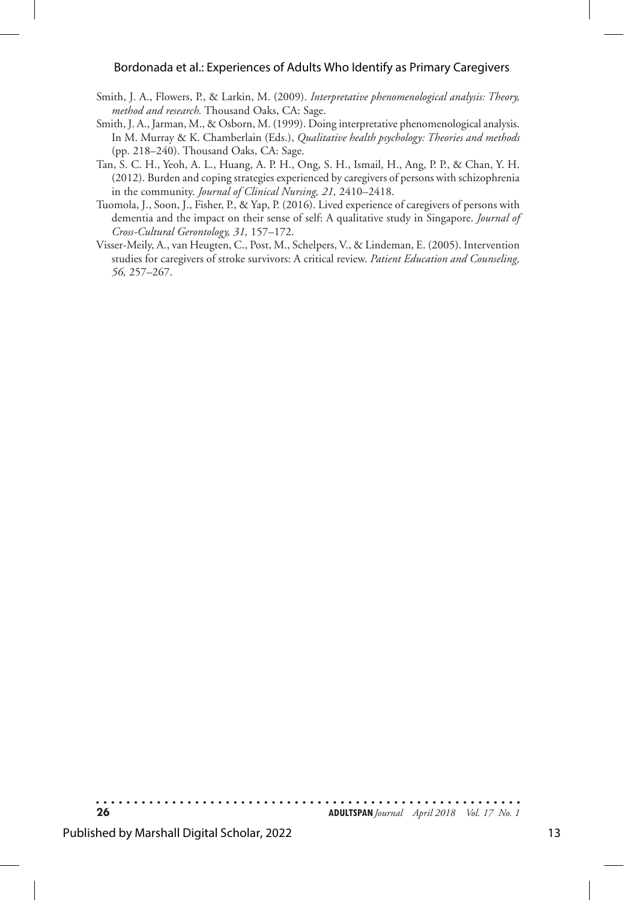Smith, J. A., Flowers, P., & Larkin, M. (2009). *Interpretative phenomenological analysis: Theory, method and research.* Thousand Oaks, CA: Sage.

Smith, J. A., Jarman, M., & Osborn, M. (1999). Doing interpretative phenomenological analysis. In M. Murray & K. Chamberlain (Eds.), *Qualitative health psychology: Theories and methods* (pp. 218–240). Thousand Oaks, CA: Sage.

Tan, S. C. H., Yeoh, A. L., Huang, A. P. H., Ong, S. H., Ismail, H., Ang, P. P., & Chan, Y. H. (2012). Burden and coping strategies experienced by caregivers of persons with schizophrenia in the community. *Journal of Clinical Nursing, 21,* 2410–2418.

Tuomola, J., Soon, J., Fisher, P., & Yap, P. (2016). Lived experience of caregivers of persons with dementia and the impact on their sense of self: A qualitative study in Singapore. *Journal of Cross-Cultural Gerontology, 31,* 157–172.

Visser-Meily, A., van Heugten, C., Post, M., Schelpers, V., & Lindeman, E. (2005). Intervention studies for caregivers of stroke survivors: A critical review. *Patient Education and Counseling, 56,* 257–267.